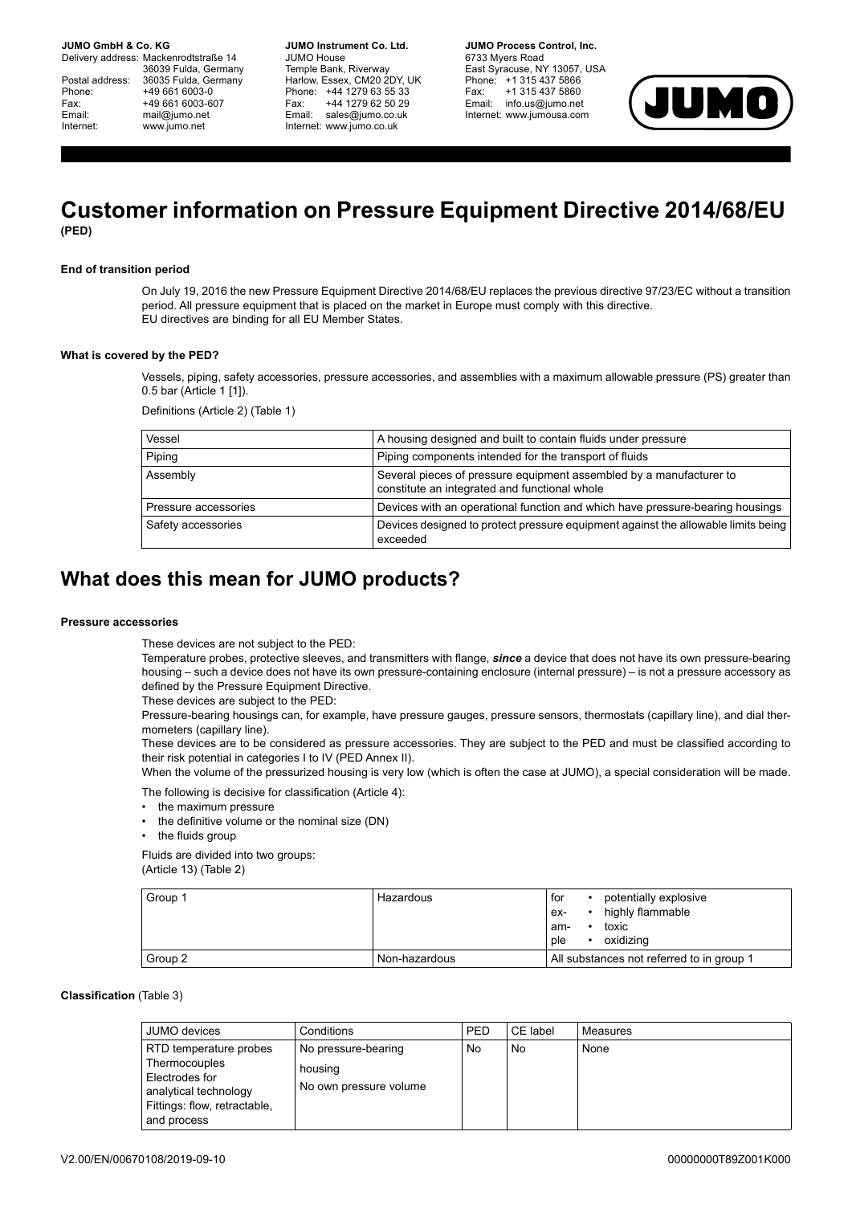**JUMO GmbH & Co. KG**
Delivery address: Mackenrodtstraße 14
36039 Fulda, Germany
Postal address: 36035 Fulda, Germany
Phone: +49 661 6003-0
Fax: +49 661 6003-607
Email: mail@jumo.net
Internet: www.jumo.net

**JUMO Instrument Co. Ltd.**
JUMO House
Temple Bank, Riverway
Harlow, Essex, CM20 2DY, UK
Phone: +44 1279 63 55 33
Fax: +44 1279 62 50 29
Email: sales@jumo.co.uk
Internet: www.jumo.co.uk

**JUMO Process Control, Inc.**
6733 Myers Road
East Syracuse, NY 13057, USA
Phone: +1 315 437 5866
Fax: +1 315 437 5860
Email: info.us@jumo.net
Internet: www.jumousa.com

# Customer information on Pressure Equipment Directive 2014/68/EU

**(PED)**

**End of transition period**

On July 19, 2016 the new Pressure Equipment Directive 2014/68/EU replaces the previous directive 97/23/EC without a transition period. All pressure equipment that is placed on the market in Europe must comply with this directive.
EU directives are binding for all EU Member States.

**What is covered by the PED?**

Vessels, piping, safety accessories, pressure accessories, and assemblies with a maximum allowable pressure (PS) greater than 0.5 bar (Article 1 [1]).

Definitions (Article 2) (Table 1)

| Vessel | A housing designed and built to contain fluids under pressure |
|---|---|
| Piping | Piping components intended for the transport of fluids |
| Assembly | Several pieces of pressure equipment assembled by a manufacturer to constitute an integrated and functional whole |
| Pressure accessories | Devices with an operational function and which have pressure-bearing housings |
| Safety accessories | Devices designed to protect pressure equipment against the allowable limits being exceeded |

## What does this mean for JUMO products?

**Pressure accessories**

These devices are not subject to the PED:

Temperature probes, protective sleeves, and transmitters with flange, ***since*** a device that does not have its own pressure-bearing housing – such a device does not have its own pressure-containing enclosure (internal pressure) – is not a pressure accessory as defined by the Pressure Equipment Directive.

These devices are subject to the PED:

Pressure-bearing housings can, for example, have pressure gauges, pressure sensors, thermostats (capillary line), and dial thermometers (capillary line).

These devices are to be considered as pressure accessories. They are subject to the PED and must be classified according to their risk potential in categories I to IV (PED Annex II).

When the volume of the pressurized housing is very low (which is often the case at JUMO), a special consideration will be made.

The following is decisive for classification (Article 4):

- the maximum pressure
- the definitive volume or the nominal size (DN)
- the fluids group

Fluids are divided into two groups:
(Article 13) (Table 2)

| Group 1 | Hazardous | for example: • potentially explosive • highly flammable • toxic • oxidizing |
|---|---|---|
| Group 2 | Non-hazardous | All substances not referred to in group 1 |

**Classification** (Table 3)

| JUMO devices | Conditions | PED | CE label | Measures |
|---|---|---|---|---|
| RTD temperature probes<br>Thermocouples<br>Electrodes for analytical technology<br>Fittings: flow, retractable, and process | No pressure-bearing housing<br>No own pressure volume | No | No | None |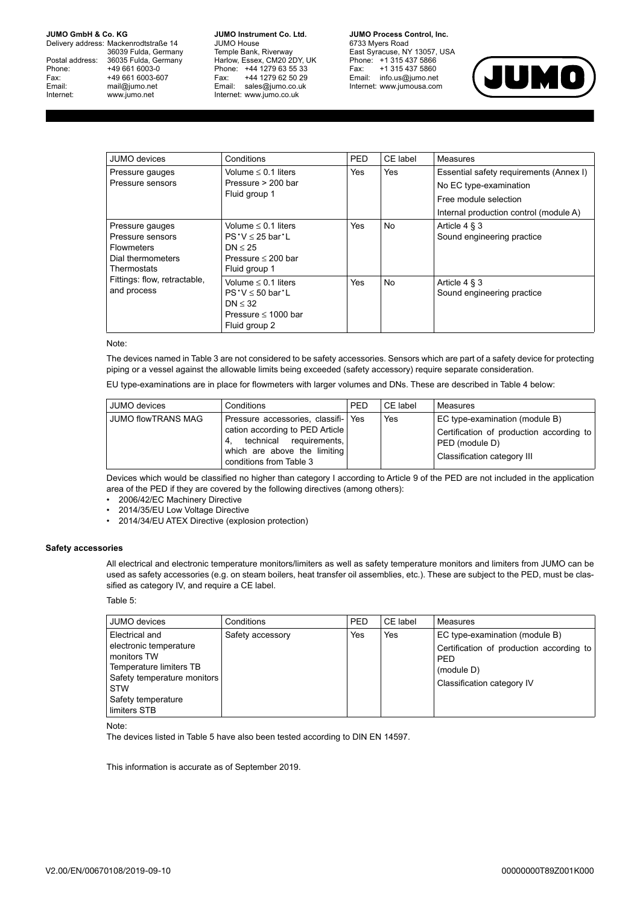| JUMO devices | Conditions | PED | CE label | Measures |
|---|---|---|---|---|
| Pressure gauges<br>Pressure sensors | Volume ≤ 0.1 liters<br>Pressure > 200 bar<br>Fluid group 1 | Yes | Yes | Essential safety requirements (Annex I)<br>No EC type-examination<br>Free module selection<br>Internal production control (module A) |
| Pressure gauges<br>Pressure sensors<br>Flowmeters<br>Dial thermometers<br>Thermostats<br>Fittings: flow, retractable, and process | Volume ≤ 0.1 liters<br>PS*V ≤ 25 bar*L<br>DN ≤ 25<br>Pressure ≤ 200 bar<br>Fluid group 1 | Yes | No | Article 4 § 3<br>Sound engineering practice |
| | Volume ≤ 0.1 liters<br>PS*V ≤ 50 bar*L<br>DN ≤ 32<br>Pressure ≤ 1000 bar<br>Fluid group 2 | Yes | No | Article 4 § 3<br>Sound engineering practice |

Note:

The devices named in Table 3 are not considered to be safety accessories. Sensors which are part of a safety device for protecting piping or a vessel against the allowable limits being exceeded (safety accessory) require separate consideration.

EU type-examinations are in place for flowmeters with larger volumes and DNs. These are described in Table 4 below:

| JUMO devices | Conditions | PED | CE label | Measures |
|---|---|---|---|---|
| JUMO flowTRANS MAG | Pressure accessories, classification according to PED Article 4, technical requirements, which are above the limiting conditions from Table 3 | Yes | Yes | EC type-examination (module B)<br>Certification of production according to PED (module D)<br>Classification category III |

Devices which would be classified no higher than category I according to Article 9 of the PED are not included in the application area of the PED if they are covered by the following directives (among others):

- 2006/42/EC Machinery Directive
- 2014/35/EU Low Voltage Directive
- 2014/34/EU ATEX Directive (explosion protection)

## Safety accessories

All electrical and electronic temperature monitors/limiters as well as safety temperature monitors and limiters from JUMO can be used as safety accessories (e.g. on steam boilers, heat transfer oil assemblies, etc.). These are subject to the PED, must be classified as category IV, and require a CE label.

Table 5:

| JUMO devices | Conditions | PED | CE label | Measures |
|---|---|---|---|---|
| Electrical and electronic temperature monitors TW<br>Temperature limiters TB<br>Safety temperature monitors STW<br>Safety temperature limiters STB | Safety accessory | Yes | Yes | EC type-examination (module B)<br>Certification of production according to PED (module D)<br>Classification category IV |

Note:
The devices listed in Table 5 have also been tested according to DIN EN 14597.

This information is accurate as of September 2019.